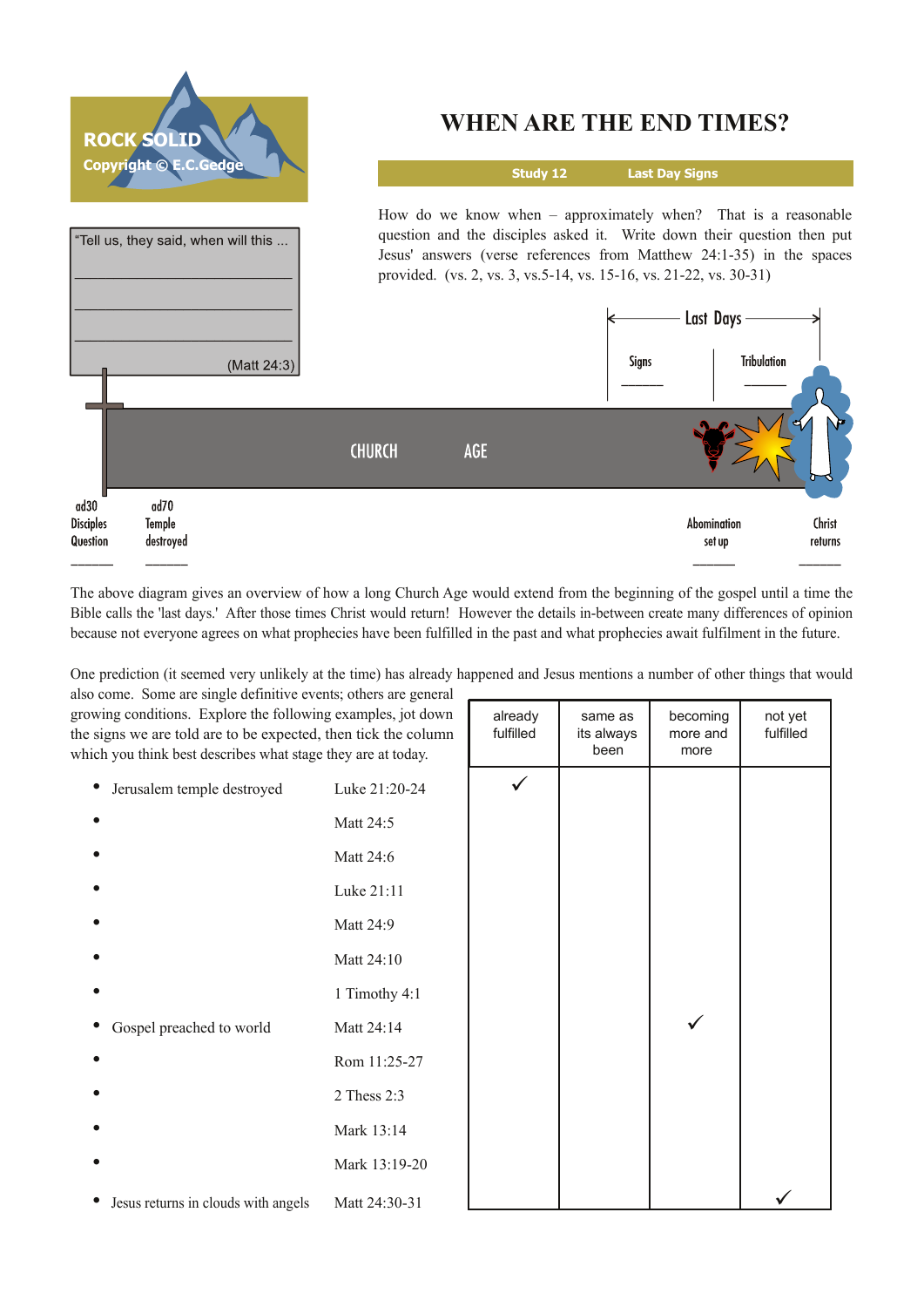ROCK SOLID
Copyright © E.C.Gedge

# WHEN ARE THE END TIMES?

**Study 12** **Last Day Signs**

How do we know when – approximately when? That is a reasonable question and the disciples asked it. Write down their question then put Jesus' answers (verse references from Matthew 24:1-35) in the spaces provided. (vs. 2, vs. 3, vs.5-14, vs. 15-16, vs. 21-22, vs. 30-31)

"Tell us, they said, when will this ...

______________________________

______________________________

______________________________

(Matt 24:3)

Last Days

Signs ______ Tribulation ______

CHURCH AGE

ad30 Disciples Question ______

ad70 Temple destroyed ______

Abomination set up ______

Christ returns ______

The above diagram gives an overview of how a long Church Age would extend from the beginning of the gospel until a time the Bible calls the 'last days.' After those times Christ would return! However the details in-between create many differences of opinion because not everyone agrees on what prophecies have been fulfilled in the past and what prophecies await fulfilment in the future.

One prediction (it seemed very unlikely at the time) has already happened and Jesus mentions a number of other things that would also come. Some are single definitive events; others are general growing conditions. Explore the following examples, jot down the signs we are told are to be expected, then tick the column which you think best describes what stage they are at today.

| Sign | Reference | already fulfilled | same as its always been | becoming more and more | not yet fulfilled |
|---|---|---|---|---|---|
| • Jerusalem temple destroyed | Luke 21:20-24 | ✓ | | | |
| • | Matt 24:5 | | | | |
| • | Matt 24:6 | | | | |
| • | Luke 21:11 | | | | |
| • | Matt 24:9 | | | | |
| • | Matt 24:10 | | | | |
| • | 1 Timothy 4:1 | | | | |
| • Gospel preached to world | Matt 24:14 | | | ✓ | |
| • | Rom 11:25-27 | | | | |
| • | 2 Thess 2:3 | | | | |
| • | Mark 13:14 | | | | |
| • | Mark 13:19-20 | | | | |
| • Jesus returns in clouds with angels | Matt 24:30-31 | | | | ✓ |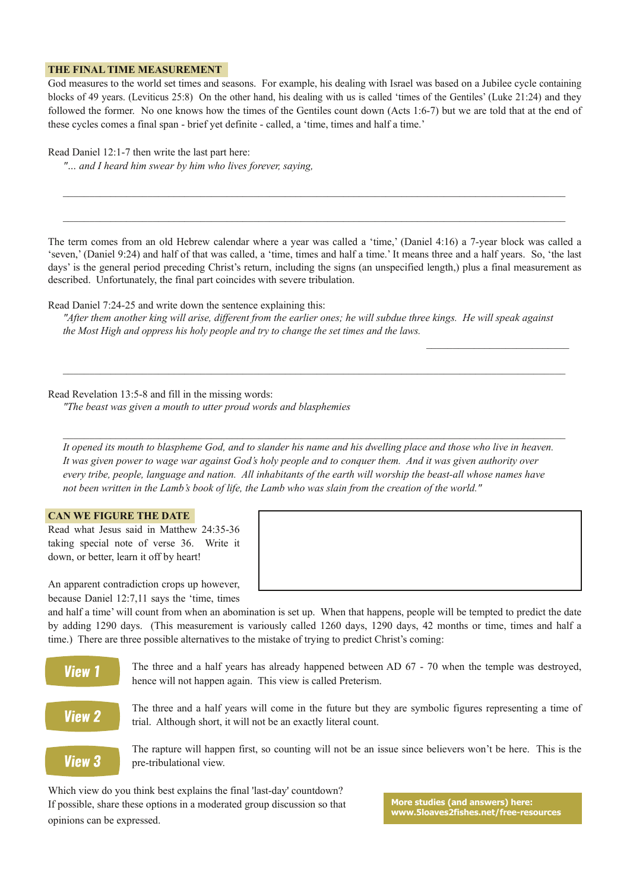## THE FINAL TIME MEASUREMENT

God measures to the world set times and seasons. For example, his dealing with Israel was based on a Jubilee cycle containing blocks of 49 years. (Leviticus 25:8) On the other hand, his dealing with us is called 'times of the Gentiles' (Luke 21:24) and they followed the former. No one knows how the times of the Gentiles count down (Acts 1:6-7) but we are told that at the end of these cycles comes a final span - brief yet definite - called, a 'time, times and half a time.'

Read Daniel 12:1-7 then write the last part here:

*"... and I heard him swear by him who lives forever, saying,*

\_\_\_\_\_\_\_\_\_\_\_\_\_\_\_\_\_\_\_\_\_\_\_\_\_\_\_\_\_\_\_\_\_\_\_\_\_\_\_\_\_\_\_\_\_\_\_\_\_\_\_\_\_\_\_\_\_\_\_\_\_\_\_\_\_\_\_\_\_\_\_\_\_\_\_\_\_\_

\_\_\_\_\_\_\_\_\_\_\_\_\_\_\_\_\_\_\_\_\_\_\_\_\_\_\_\_\_\_\_\_\_\_\_\_\_\_\_\_\_\_\_\_\_\_\_\_\_\_\_\_\_\_\_\_\_\_\_\_\_\_\_\_\_\_\_\_\_\_\_\_\_\_\_\_\_\_

The term comes from an old Hebrew calendar where a year was called a 'time,' (Daniel 4:16) a 7-year block was called a 'seven,' (Daniel 9:24) and half of that was called, a 'time, times and half a time.' It means three and a half years. So, 'the last days' is the general period preceding Christ's return, including the signs (an unspecified length,) plus a final measurement as described. Unfortunately, the final part coincides with severe tribulation.

Read Daniel 7:24-25 and write down the sentence explaining this:

*"After them another king will arise, different from the earlier ones; he will subdue three kings. He will speak against the Most High and oppress his holy people and try to change the set times and the laws.* \_\_\_\_\_\_\_\_\_\_\_\_\_\_\_\_\_\_\_\_\_\_\_\_\_\_

\_\_\_\_\_\_\_\_\_\_\_\_\_\_\_\_\_\_\_\_\_\_\_\_\_\_\_\_\_\_\_\_\_\_\_\_\_\_\_\_\_\_\_\_\_\_\_\_\_\_\_\_\_\_\_\_\_\_\_\_\_\_\_\_\_\_\_\_\_\_\_\_\_\_\_\_\_\_

Read Revelation 13:5-8 and fill in the missing words:

*"The beast was given a mouth to utter proud words and blasphemies*

\_\_\_\_\_\_\_\_\_\_\_\_\_\_\_\_\_\_\_\_\_\_\_\_\_\_\_\_\_\_\_\_\_\_\_\_\_\_\_\_\_\_\_\_\_\_\_\_\_\_\_\_\_\_\_\_\_\_\_\_\_\_\_\_\_\_\_\_\_\_\_\_\_\_\_\_\_\_

*It opened its mouth to blaspheme God, and to slander his name and his dwelling place and those who live in heaven. It was given power to wage war against God's holy people and to conquer them. And it was given authority over every tribe, people, language and nation. All inhabitants of the earth will worship the beast-all whose names have not been written in the Lamb's book of life, the Lamb who was slain from the creation of the world."*

## CAN WE FIGURE THE DATE

Read what Jesus said in Matthew 24:35-36 taking special note of verse 36. Write it down, or better, learn it off by heart!

An apparent contradiction crops up however, because Daniel 12:7,11 says the 'time, times and half a time' will count from when an abomination is set up. When that happens, people will be tempted to predict the date by adding 1290 days. (This measurement is variously called 1260 days, 1290 days, 42 months or time, times and half a time.) There are three possible alternatives to the mistake of trying to predict Christ's coming:

**View 1** The three and a half years has already happened between AD 67 - 70 when the temple was destroyed, hence will not happen again. This view is called Preterism.

**View 2** The three and a half years will come in the future but they are symbolic figures representing a time of trial. Although short, it will not be an exactly literal count.

**View 3** The rapture will happen first, so counting will not be an issue since believers won't be here. This is the pre-tribulational view.

Which view do you think best explains the final 'last-day' countdown? If possible, share these options in a moderated group discussion so that opinions can be expressed.

**More studies (and answers) here: www.5loaves2fishes.net/free-resources**